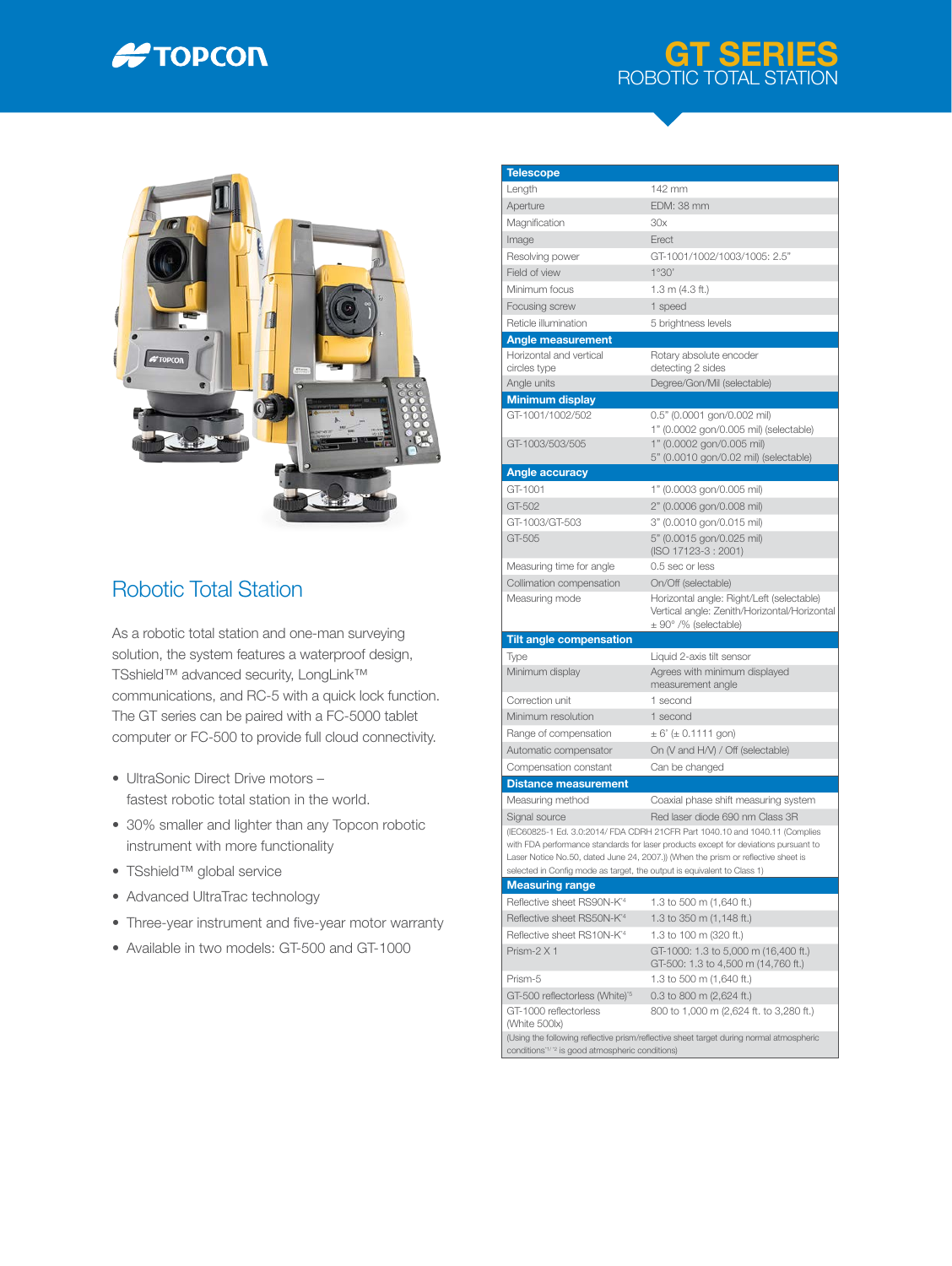# GT SERIES

## ROBOTIC TOTAL STATION

## Robotic Total Station

As a robotic total station and one-man surveying solution, the system features a waterproof design, TSshield™ advanced security, LongLink™ communications, and RC-5 with a quick lock function. The GT series can be paired with a FC-5000 tablet computer or FC-500 to provide full cloud connectivity.

- UltraSonic Direct Drive motors – fastest robotic total station in the world.
- 30% smaller and lighter than any Topcon robotic instrument with more functionality
- TSshield™ global service
- Advanced UltraTrac technology
- Three-year instrument and five-year motor warranty
- Available in two models: GT-500 and GT-1000

| **Telescope** | |
|---|---|
| Length | 142 mm |
| Aperture | EDM: 38 mm |
| Magnification | 30x |
| Image | Erect |
| Resolving power | GT-1001/1002/1003/1005: 2.5" |
| Field of view | 1°30' |
| Minimum focus | 1.3 m (4.3 ft.) |
| Focusing screw | 1 speed |
| Reticle illumination | 5 brightness levels |
| **Angle measurement** | |
| Horizontal and vertical circles type | Rotary absolute encoder detecting 2 sides |
| Angle units | Degree/Gon/Mil (selectable) |
| **Minimum display** | |
| GT-1001/1002/502 | 0.5" (0.0001 gon/0.002 mil)<br>1" (0.0002 gon/0.005 mil) (selectable) |
| GT-1003/503/505 | 1" (0.0002 gon/0.005 mil)<br>5" (0.0010 gon/0.02 mil) (selectable) |
| **Angle accuracy** | |
| GT-1001 | 1" (0.0003 gon/0.005 mil) |
| GT-502 | 2" (0.0006 gon/0.008 mil) |
| GT-1003/GT-503 | 3" (0.0010 gon/0.015 mil) |
| GT-505 | 5" (0.0015 gon/0.025 mil)<br>(ISO 17123-3 : 2001) |
| Measuring time for angle | 0.5 sec or less |
| Collimation compensation | On/Off (selectable) |
| Measuring mode | Horizontal angle: Right/Left (selectable)<br>Vertical angle: Zenith/Horizontal/Horizontal ± 90° /% (selectable) |
| **Tilt angle compensation** | |
| Type | Liquid 2-axis tilt sensor |
| Minimum display | Agrees with minimum displayed measurement angle |
| Correction unit | 1 second |
| Minimum resolution | 1 second |
| Range of compensation | ± 6' (± 0.1111 gon) |
| Automatic compensator | On (V and H/V) / Off (selectable) |
| Compensation constant | Can be changed |
| **Distance measurement** | |
| Measuring method | Coaxial phase shift measuring system |
| Signal source | Red laser diode 690 nm Class 3R |
| (IEC60825-1 Ed. 3.0:2014/ FDA CDRH 21CFR Part 1040.10 and 1040.11 (Complies with FDA performance standards for laser products except for deviations pursuant to Laser Notice No.50, dated June 24, 2007.)) (When the prism or reflective sheet is selected in Config mode as target, the output is equivalent to Class 1) | |
| **Measuring range** | |
| Reflective sheet RS90N-K[*4] | 1.3 to 500 m (1,640 ft.) |
| Reflective sheet RS50N-K[*4] | 1.3 to 350 m (1,148 ft.) |
| Reflective sheet RS10N-K[*4] | 1.3 to 100 m (320 ft.) |
| Prism-2 X 1 | GT-1000: 1.3 to 5,000 m (16,400 ft.)<br>GT-500: 1.3 to 4,500 m (14,760 ft.) |
| Prism-5 | 1.3 to 500 m (1,640 ft.) |
| GT-500 reflectorless (White)[*5] | 0.3 to 800 m (2,624 ft.) |
| GT-1000 reflectorless (White 500lx) | 800 to 1,000 m (2,624 ft. to 3,280 ft.) |
| (Using the following reflective prism/reflective sheet target during normal atmospheric conditions[*1/*2] is good atmospheric conditions) | |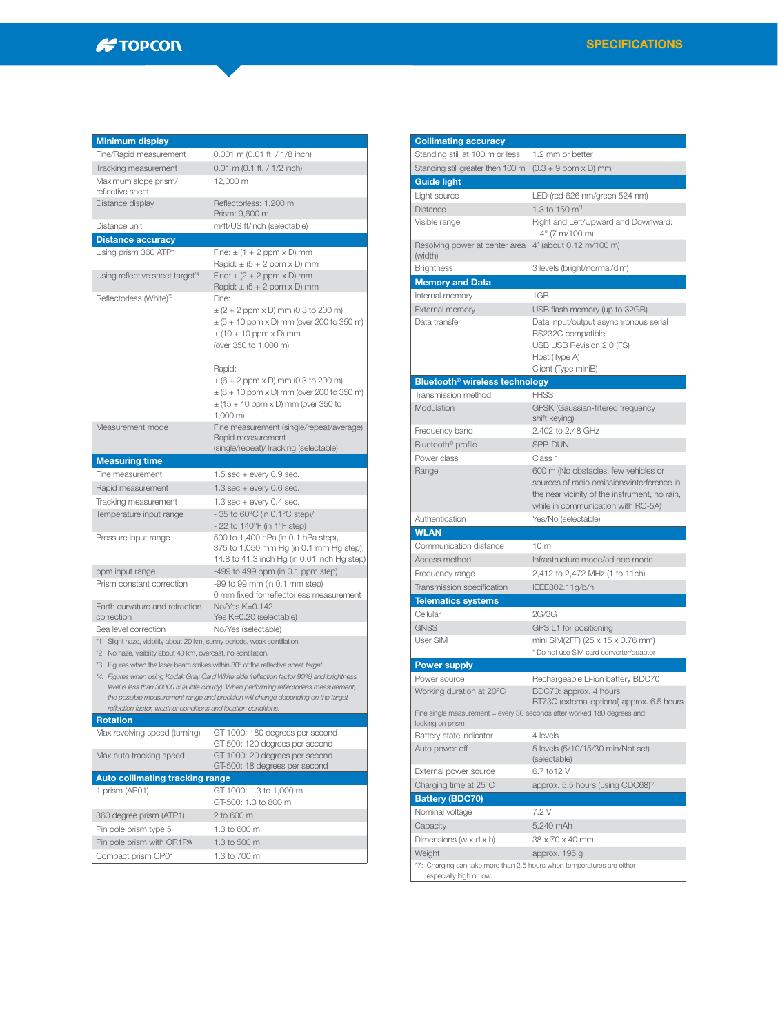# SPECIFICATIONS

| Minimum display | |
|---|---|
| Fine/Rapid measurement | 0.001 m (0.01 ft. / 1/8 inch) |
| Tracking measurement | 0.01 m (0.1 ft. / 1/2 inch) |
| Maximum slope prism/ reflective sheet | 12,000 m |
| Distance display | Reflectorless: 1,200 m<br>Prism: 9,600 m |
| Distance unit | m/ft/US ft/inch (selectable) |
| **Distance accuracy** | |
| Using prism 360 ATP1 | Fine: ± (1 + 2 ppm x D) mm<br>Rapid: ± (5 + 2 ppm x D) mm |
| Using reflective sheet target[*4] | Fine: ± (2 + 2 ppm x D) mm<br>Rapid: ± (5 + 2 ppm x D) mm |
| Reflectorless (White)[*5] | Fine:<br>± (2 + 2 ppm x D) mm (0.3 to 200 m)<br>± (5 + 10 ppm x D) mm (over 200 to 350 m)<br>± (10 + 10 ppm x D) mm<br>(over 350 to 1,000 m)<br><br>Rapid:<br>± (6 + 2 ppm x D) mm (0.3 to 200 m)<br>± (8 + 10 ppm x D) mm (over 200 to 350 m)<br>± (15 + 10 ppm x D) mm (over 350 to 1,000 m) |
| Measurement mode | Fine measurement (single/repeat/average)<br>Rapid measurement<br>(single/repeat)/Tracking (selectable) |
| **Measuring time** | |
| Fine measurement | 1.5 sec + every 0.9 sec. |
| Rapid measurement | 1.3 sec + every 0.6 sec. |
| Tracking measurement | 1.3 sec + every 0.4 sec. |
| Temperature input range | - 35 to 60°C (in 0.1°C step)/<br>- 22 to 140°F (in 1°F step) |
| Pressure input range | 500 to 1,400 hPa (in 0.1 hPa step),<br>375 to 1,050 mm Hg (in 0.1 mm Hg step),<br>14.8 to 41.3 inch Hg (in 0.01 inch Hg step) |
| ppm input range | -499 to 499 ppm (in 0.1 ppm step) |
| Prism constant correction | -99 to 99 mm (in 0.1 mm step)<br>0 mm fixed for reflectorless measurement |
| Earth curvature and refraction correction | No/Yes K=0.142<br>Yes K=0.20 (selectable) |
| Sea level correction | No/Yes (selectable) |

*1: Slight haze, visibility about 20 km, sunny periods, weak scintillation.
*2: No haze, visibility about 40 km, overcast, no scintillation.
*3: Figures when the laser beam strikes within 30° of the reflective sheet target.
*4: *Figures when using Kodak Gray Card White side (reflection factor 90%) and brightness level is less than 30000 lx (a little cloudy). When performing reflectorless measurement, the possible measurement range and precision will change depending on the target reflection factor, weather conditions and location conditions.*

| Rotation | |
|---|---|
| Max revolving speed (turning) | GT-1000: 180 degrees per second<br>GT-500: 120 degrees per second |
| Max auto tracking speed | GT-1000: 20 degrees per second<br>GT-500: 18 degrees per second |
| **Auto collimating tracking range** | |
| 1 prism (AP01) | GT-1000: 1.3 to 1,000 m<br>GT-500: 1.3 to 800 m |
| 360 degree prism (ATP1) | 2 to 600 m |
| Pin pole prism type 5 | 1.3 to 600 m |
| Pin pole prism with OR1PA | 1.3 to 500 m |
| Compact prism CP01 | 1.3 to 700 m |

| Collimating accuracy | |
|---|---|
| Standing still at 100 m or less | 1.2 mm or better |
| Standing still greater then 100 m | (0.3 + 9 ppm x D) mm |
| **Guide light** | |
| Light source | LED (red 626 nm/green 524 nm) |
| Distance | 1.3 to 150 m[*1] |
| Visible range | Right and Left/Upward and Downward:<br>± 4° (7 m/100 m) |
| Resolving power at center area (width) | 4' (about 0.12 m/100 m) |
| Brightness | 3 levels (bright/normal/dim) |
| **Memory and Data** | |
| Internal memory | 1GB |
| External memory | USB flash memory (up to 32GB) |
| Data transfer | Data input/output asynchronous serial<br>RS232C compatible<br>USB USB Revision 2.0 (FS)<br>Host (Type A)<br>Client (Type miniB) |
| **Bluetooth® wireless technology** | |
| Transmission method | FHSS |
| Modulation | GFSK (Gaussian-filtered frequency shift keying) |
| Frequency band | 2.402 to 2.48 GHz |
| Bluetooth® profile | SPP, DUN |
| Power class | Class 1 |
| Range | 600 m (No obstacles, few vehicles or sources of radio omissions/interference in the near vicinity of the instrument, no rain, while in communication with RC-5A) |
| Authentication | Yes/No (selectable) |
| **WLAN** | |
| Communication distance | 10 m |
| Access method | Infrastructure mode/ad hoc mode |
| Frequency range | 2,412 to 2,472 MHz (1 to 11ch) |
| Transmission specification | IEEE802.11g/b/n |
| **Telematics systems** | |
| Cellular | 2G/3G |
| GNSS | GPS L1 for positioning |
| User SIM | mini SIM(2FF) (25 x 15 x 0.76 mm)<br>* Do not use SIM card converter/adaptor |
| **Power supply** | |
| Power source | Rechargeable Li-ion battery BDC70 |
| Working duration at 20°C | BDC70: approx. 4 hours<br>BT73Q (external optional) approx. 6.5 hours |
| Fine single measurement = every 30 seconds after worked 180 degrees and locking on prism | |
| Battery state indicator | 4 levels |
| Auto power-off | 5 levels (5/10/15/30 min/Not set) (selectable) |
| External power source | 6.7 to12 V |
| Charging time at 25°C | approx. 5.5 hours (using CDC68)[*7] |
| **Battery (BDC70)** | |
| Nominal voltage | 7.2 V |
| Capacity | 5,240 mAh |
| Dimensions (w x d x h) | 38 x 70 x 40 mm |
| Weight | approx. 195 g |

*7: Charging can take more than 2.5 hours when temperatures are either especially high or low.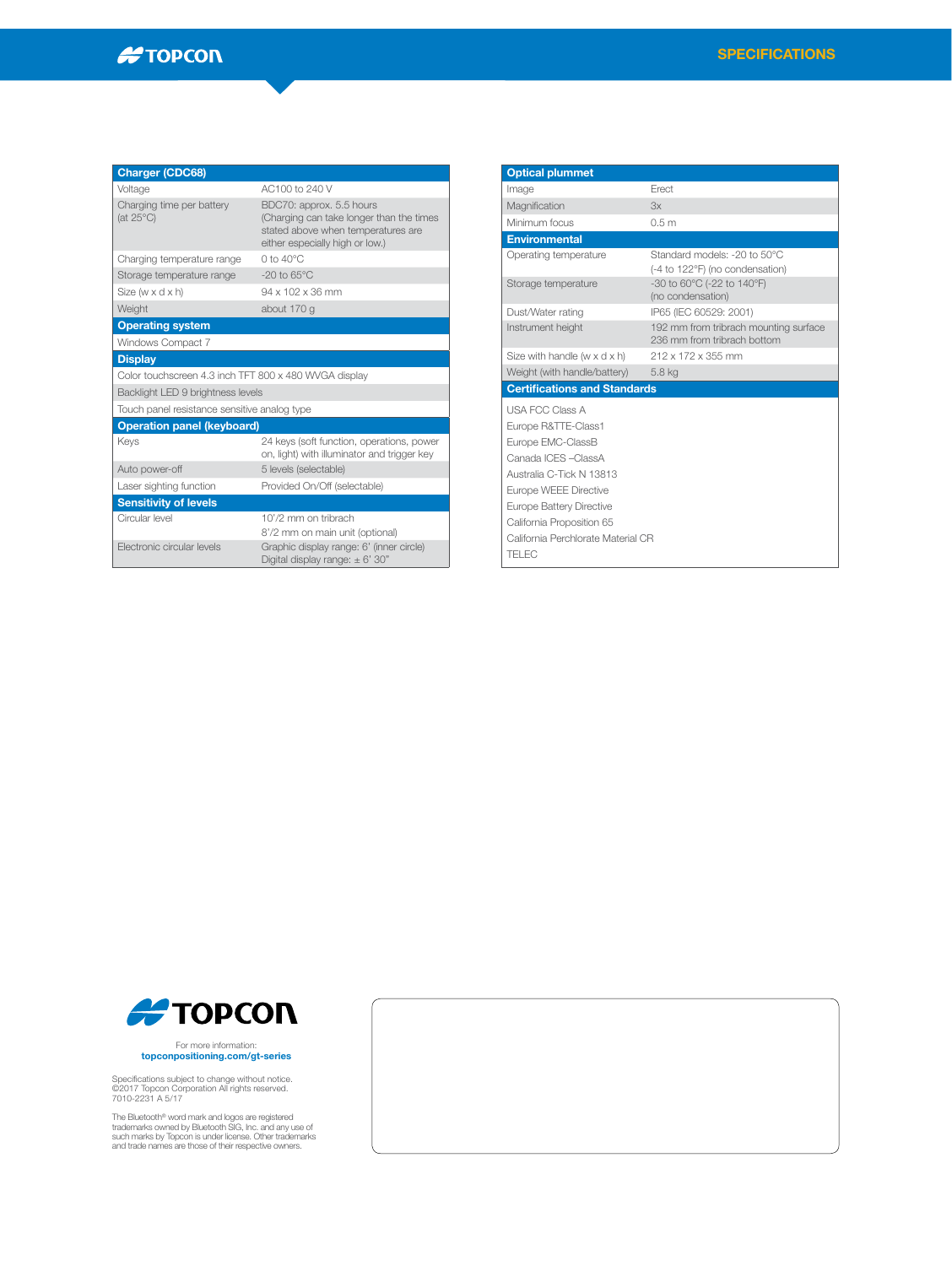| Charger (CDC68) | |
|---|---|
| Voltage | AC100 to 240 V |
| Charging time per battery (at 25°C) | BDC70: approx. 5.5 hours (Charging can take longer than the times stated above when temperatures are either especially high or low.) |
| Charging temperature range | 0 to 40°C |
| Storage temperature range | -20 to 65°C |
| Size (w x d x h) | 94 x 102 x 36 mm |
| Weight | about 170 g |
| **Operating system** | |
| Windows Compact 7 | |
| **Display** | |
| Color touchscreen 4.3 inch TFT 800 x 480 WVGA display | |
| Backlight LED 9 brightness levels | |
| Touch panel resistance sensitive analog type | |
| **Operation panel (keyboard)** | |
| Keys | 24 keys (soft function, operations, power on, light) with illuminator and trigger key |
| Auto power-off | 5 levels (selectable) |
| Laser sighting function | Provided On/Off (selectable) |
| **Sensitivity of levels** | |
| Circular level | 10'/2 mm on tribrach<br>8'/2 mm on main unit (optional) |
| Electronic circular levels | Graphic display range: 6' (inner circle)<br>Digital display range: ± 6' 30" |

| Optical plummet | |
|---|---|
| Image | Erect |
| Magnification | 3x |
| Minimum focus | 0.5 m |
| **Environmental** | |
| Operating temperature | Standard models: -20 to 50°C (-4 to 122°F) (no condensation) |
| Storage temperature | -30 to 60°C (-22 to 140°F) (no condensation) |
| Dust/Water rating | IP65 (IEC 60529: 2001) |
| Instrument height | 192 mm from tribrach mounting surface<br>236 mm from tribrach bottom |
| Size with handle (w x d x h) | 212 x 172 x 355 mm |
| Weight (with handle/battery) | 5.8 kg |

**Certifications and Standards**

USA FCC Class A
Europe R&TTE-Class1
Europe EMC-ClassB
Canada ICES –ClassA
Australia C-Tick N 13813
Europe WEEE Directive
Europe Battery Directive
California Proposition 65
California Perchlorate Material CR
TELEC

TOPCON

For more information:
**topconpositioning.com/gt-series**

Specifications subject to change without notice.
©2017 Topcon Corporation All rights reserved.
7010-2231 A 5/17

The Bluetooth® word mark and logos are registered trademarks owned by Bluetooth SIG, Inc. and any use of such marks by Topcon is under license. Other trademarks and trade names are those of their respective owners.